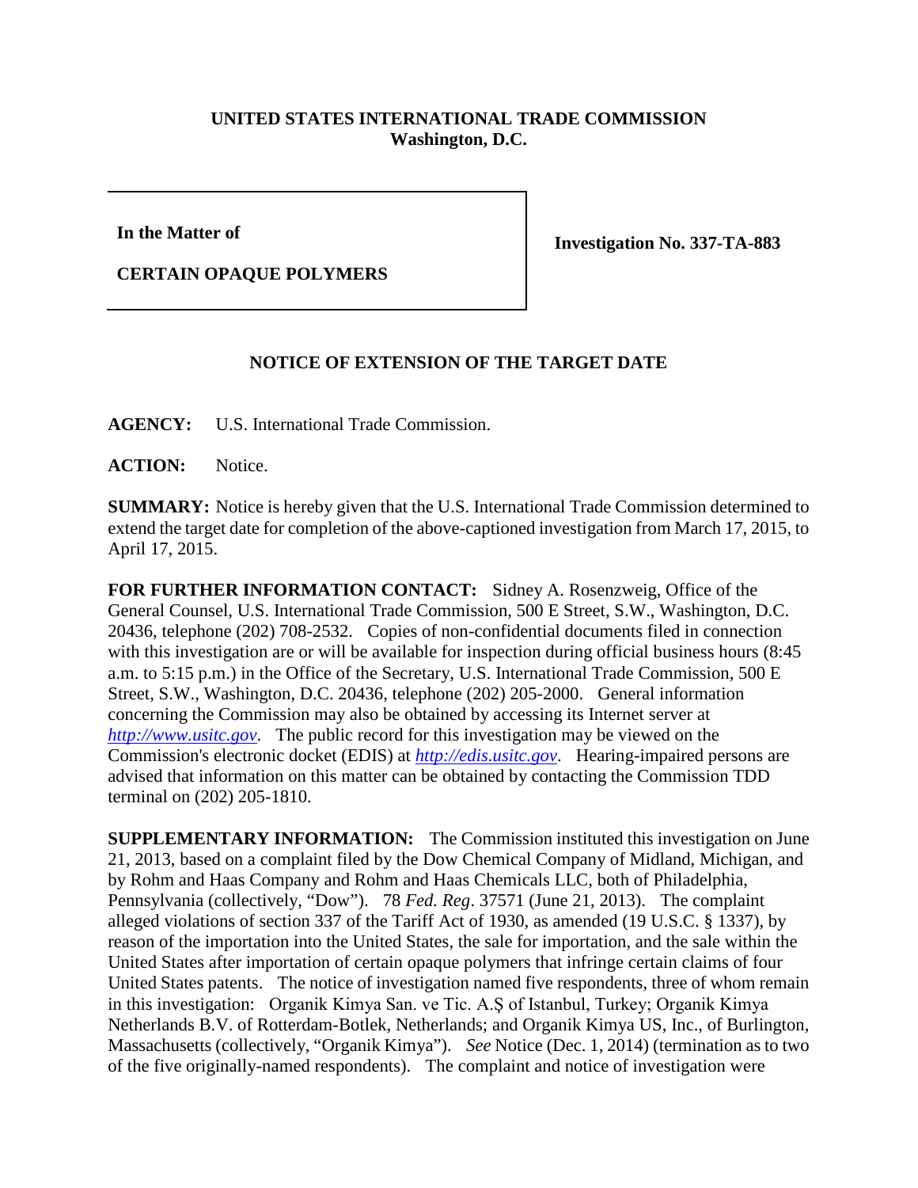**UNITED STATES INTERNATIONAL TRADE COMMISSION**
**Washington, D.C.**

| **In the Matter of** **CERTAIN OPAQUE POLYMERS** | **Investigation No. 337-TA-883** |
|---|---|

**NOTICE OF EXTENSION OF THE TARGET DATE**

**AGENCY:** U.S. International Trade Commission.

**ACTION:** Notice.

**SUMMARY:** Notice is hereby given that the U.S. International Trade Commission determined to extend the target date for completion of the above-captioned investigation from March 17, 2015, to April 17, 2015.

**FOR FURTHER INFORMATION CONTACT:** Sidney A. Rosenzweig, Office of the General Counsel, U.S. International Trade Commission, 500 E Street, S.W., Washington, D.C. 20436, telephone (202) 708-2532. Copies of non-confidential documents filed in connection with this investigation are or will be available for inspection during official business hours (8:45 a.m. to 5:15 p.m.) in the Office of the Secretary, U.S. International Trade Commission, 500 E Street, S.W., Washington, D.C. 20436, telephone (202) 205-2000. General information concerning the Commission may also be obtained by accessing its Internet server at *http://www.usitc.gov*. The public record for this investigation may be viewed on the Commission's electronic docket (EDIS) at *http://edis.usitc.gov*. Hearing-impaired persons are advised that information on this matter can be obtained by contacting the Commission TDD terminal on (202) 205-1810.

**SUPPLEMENTARY INFORMATION:** The Commission instituted this investigation on June 21, 2013, based on a complaint filed by the Dow Chemical Company of Midland, Michigan, and by Rohm and Haas Company and Rohm and Haas Chemicals LLC, both of Philadelphia, Pennsylvania (collectively, "Dow"). 78 *Fed. Reg*. 37571 (June 21, 2013). The complaint alleged violations of section 337 of the Tariff Act of 1930, as amended (19 U.S.C. § 1337), by reason of the importation into the United States, the sale for importation, and the sale within the United States after importation of certain opaque polymers that infringe certain claims of four United States patents. The notice of investigation named five respondents, three of whom remain in this investigation: Organik Kimya San. ve Tic. A.Ş of Istanbul, Turkey; Organik Kimya Netherlands B.V. of Rotterdam-Botlek, Netherlands; and Organik Kimya US, Inc., of Burlington, Massachusetts (collectively, "Organik Kimya"). *See* Notice (Dec. 1, 2014) (termination as to two of the five originally-named respondents). The complaint and notice of investigation were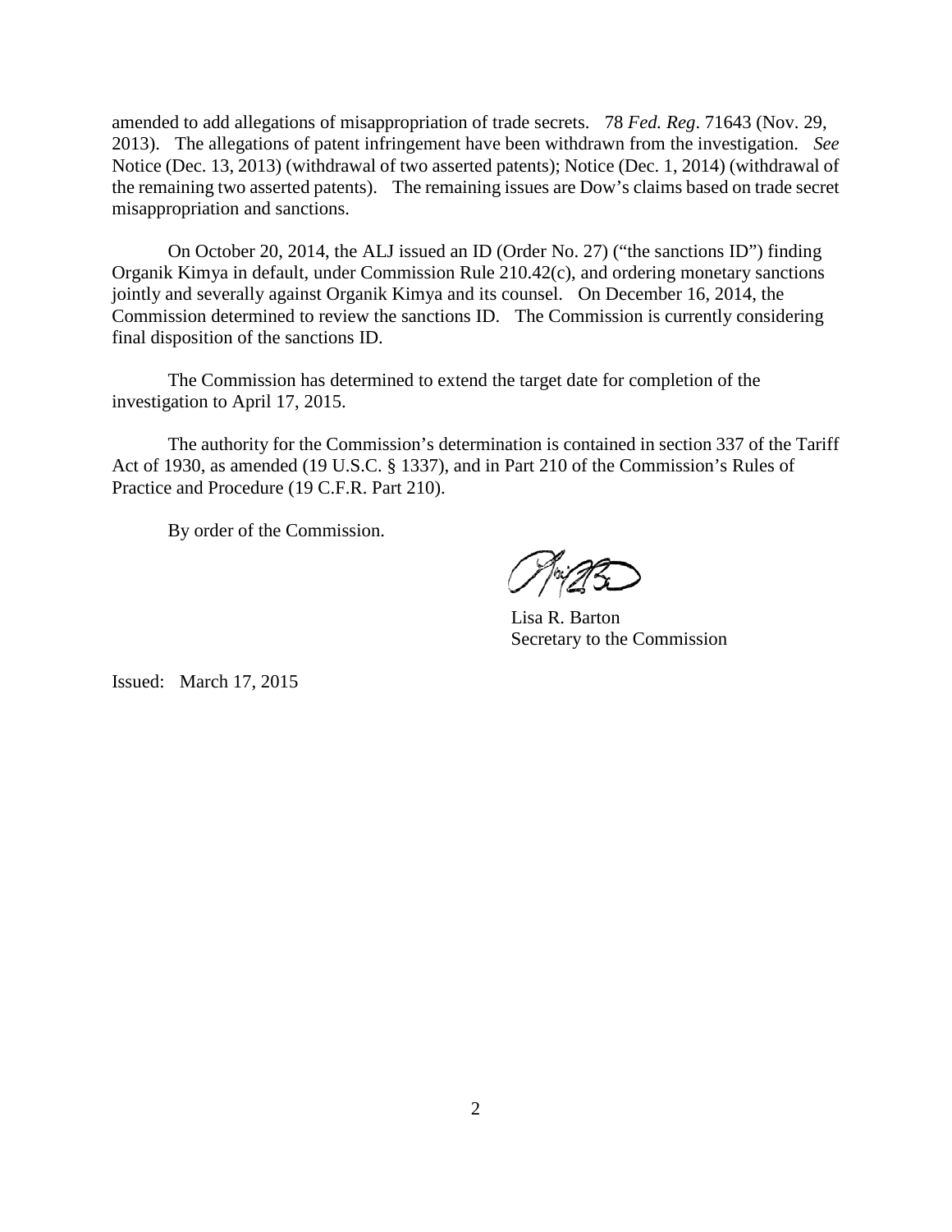amended to add allegations of misappropriation of trade secrets. 78 *Fed. Reg*. 71643 (Nov. 29, 2013). The allegations of patent infringement have been withdrawn from the investigation. *See* Notice (Dec. 13, 2013) (withdrawal of two asserted patents); Notice (Dec. 1, 2014) (withdrawal of the remaining two asserted patents). The remaining issues are Dow's claims based on trade secret misappropriation and sanctions.

On October 20, 2014, the ALJ issued an ID (Order No. 27) ("the sanctions ID") finding Organik Kimya in default, under Commission Rule 210.42(c), and ordering monetary sanctions jointly and severally against Organik Kimya and its counsel. On December 16, 2014, the Commission determined to review the sanctions ID. The Commission is currently considering final disposition of the sanctions ID.

The Commission has determined to extend the target date for completion of the investigation to April 17, 2015.

The authority for the Commission's determination is contained in section 337 of the Tariff Act of 1930, as amended (19 U.S.C. § 1337), and in Part 210 of the Commission's Rules of Practice and Procedure (19 C.F.R. Part 210).

By order of the Commission.

Lisa R. Barton
Secretary to the Commission

Issued: March 17, 2015